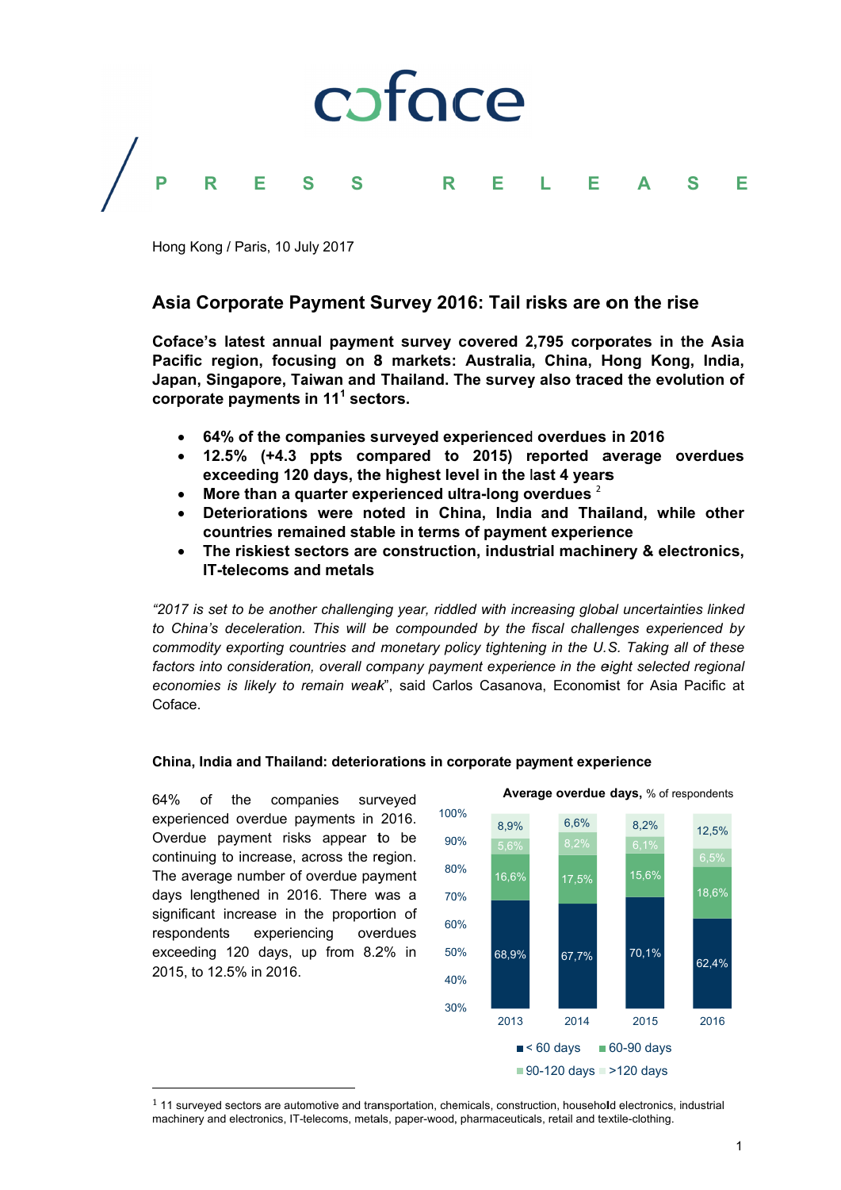coface

PRESS RELEASE

Hong Kong / Paris, 10 July 2017

## Asia Corporate Payment Survey 2016: Tail risks are on the rise

**Coface's latest annual payment survey covered 2,795 corporates in the Asia Pacific region, focusing on 8 markets: Australia, China, Hong Kong, India, Japan, Singapore, Taiwan and Thailand. The survey also traced the evolution of corporate payments in 11[1] sectors.**

- **64% of the companies surveyed experienced overdues in 2016**
- **12.5% (+4.3 ppts compared to 2015) reported average overdues exceeding 120 days, the highest level in the last 4 years**
- **More than a quarter experienced ultra-long overdues [2]**
- **Deteriorations were noted in China, India and Thailand, while other countries remained stable in terms of payment experience**
- **The riskiest sectors are construction, industrial machinery & electronics, IT-telecoms and metals**

*"2017 is set to be another challenging year, riddled with increasing global uncertainties linked to China's deceleration. This will be compounded by the fiscal challenges experienced by commodity exporting countries and monetary policy tightening in the U.S. Taking all of these factors into consideration, overall company payment experience in the eight selected regional economies is likely to remain weak*", said Carlos Casanova, Economist for Asia Pacific at Coface.

### China, India and Thailand: deteriorations in corporate payment experience

64% of the companies surveyed experienced overdue payments in 2016. Overdue payment risks appear to be continuing to increase, across the region. The average number of overdue payment days lengthened in 2016. There was a significant increase in the proportion of respondents experiencing overdues exceeding 120 days, up from 8.2% in 2015, to 12.5% in 2016.

**Average overdue days,** % of respondents

| | 2013 | 2014 | 2015 | 2016 |
|---|---|---|---|---|
| < 60 days | 68,9% | 67,7% | 70,1% | 62,4% |
| 60-90 days | 16,6% | 17,5% | 15,6% | 18,6% |
| 90-120 days | 5,6% | 8,2% | 6,1% | 6,5% |
| >120 days | 8,9% | 6,6% | 8,2% | 12,5% |

[1] 11 surveyed sectors are automotive and transportation, chemicals, construction, household electronics, industrial machinery and electronics, IT-telecoms, metals, paper-wood, pharmaceuticals, retail and textile-clothing.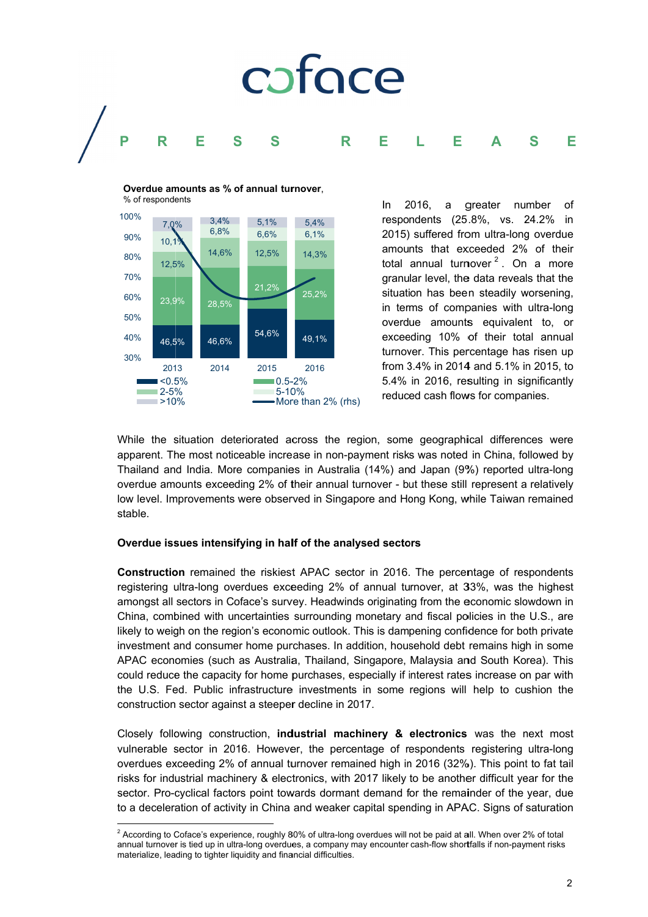**PRESS RELEASE**

**Overdue amounts as % of annual turnover**, % of respondents

| | 2013 | 2014 | 2015 | 2016 |
|---|---|---|---|---|
| <0.5% | 46,5% | 46,6% | 54,6% | 49,1% |
| 0.5-2% | 23,9% | 28,5% | 21,2% | 25,2% |
| 2-5% | 12,5% | 14,6% | 12,5% | 14,3% |
| 5-10% | 10,1% | 6,8% | 6,6% | 6,1% |
| >10% | 7,0% | 3,4% | 5,1% | 5,4% |

More than 2% (rhs)

In 2016, a greater number of respondents (25.8%, vs. 24.2% in 2015) suffered from ultra-long overdue amounts that exceeded 2% of their total annual turnover[2]. On a more granular level, the data reveals that the situation has been steadily worsening, in terms of companies with ultra-long overdue amounts equivalent to, or exceeding 10% of their total annual turnover. This percentage has risen up from 3.4% in 2014 and 5.1% in 2015, to 5.4% in 2016, resulting in significantly reduced cash flows for companies.

While the situation deteriorated across the region, some geographical differences were apparent. The most noticeable increase in non-payment risks was noted in China, followed by Thailand and India. More companies in Australia (14%) and Japan (9%) reported ultra-long overdue amounts exceeding 2% of their annual turnover - but these still represent a relatively low level. Improvements were observed in Singapore and Hong Kong, while Taiwan remained stable.

**Overdue issues intensifying in half of the analysed sectors**

**Construction** remained the riskiest APAC sector in 2016. The percentage of respondents registering ultra-long overdues exceeding 2% of annual turnover, at 33%, was the highest amongst all sectors in Coface's survey. Headwinds originating from the economic slowdown in China, combined with uncertainties surrounding monetary and fiscal policies in the U.S., are likely to weigh on the region's economic outlook. This is dampening confidence for both private investment and consumer home purchases. In addition, household debt remains high in some APAC economies (such as Australia, Thailand, Singapore, Malaysia and South Korea). This could reduce the capacity for home purchases, especially if interest rates increase on par with the U.S. Fed. Public infrastructure investments in some regions will help to cushion the construction sector against a steeper decline in 2017.

Closely following construction, **industrial machinery & electronics** was the next most vulnerable sector in 2016. However, the percentage of respondents registering ultra-long overdues exceeding 2% of annual turnover remained high in 2016 (32%). This point to fat tail risks for industrial machinery & electronics, with 2017 likely to be another difficult year for the sector. Pro-cyclical factors point towards dormant demand for the remainder of the year, due to a deceleration of activity in China and weaker capital spending in APAC. Signs of saturation

[2] According to Coface's experience, roughly 80% of ultra-long overdues will not be paid at all. When over 2% of total annual turnover is tied up in ultra-long overdues, a company may encounter cash-flow shortfalls if non-payment risks materialize, leading to tighter liquidity and financial difficulties.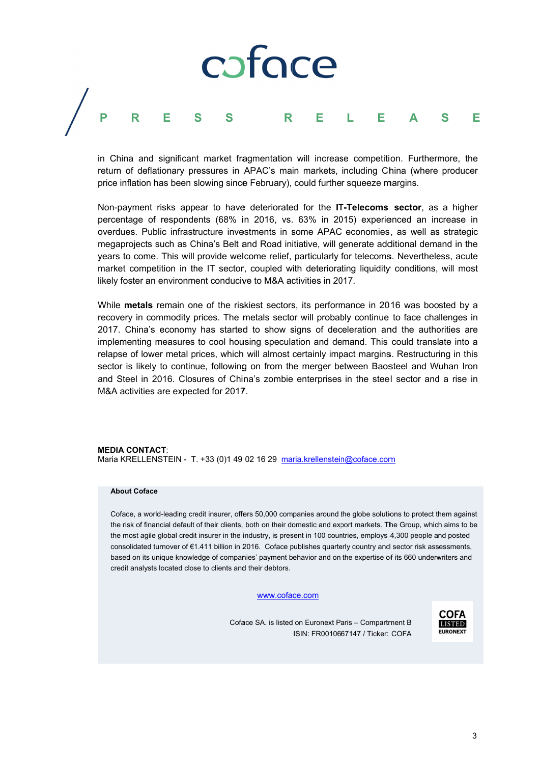in China and significant market fragmentation will increase competition. Furthermore, the return of deflationary pressures in APAC's main markets, including China (where producer price inflation has been slowing since February), could further squeeze margins.

Non-payment risks appear to have deteriorated for the **IT-Telecoms sector**, as a higher percentage of respondents (68% in 2016, vs. 63% in 2015) experienced an increase in overdues. Public infrastructure investments in some APAC economies, as well as strategic megaprojects such as China's Belt and Road initiative, will generate additional demand in the years to come. This will provide welcome relief, particularly for telecoms. Nevertheless, acute market competition in the IT sector, coupled with deteriorating liquidity conditions, will most likely foster an environment conducive to M&A activities in 2017.

While **metals** remain one of the riskiest sectors, its performance in 2016 was boosted by a recovery in commodity prices. The metals sector will probably continue to face challenges in 2017. China's economy has started to show signs of deceleration and the authorities are implementing measures to cool housing speculation and demand. This could translate into a relapse of lower metal prices, which will almost certainly impact margins. Restructuring in this sector is likely to continue, following on from the merger between Baosteel and Wuhan Iron and Steel in 2016. Closures of China's zombie enterprises in the steel sector and a rise in M&A activities are expected for 2017.

**MEDIA CONTACT**:
Maria KRELLENSTEIN - T. +33 (0)1 49 02 16 29 maria.krellenstein@coface.com

**About Coface**

Coface, a world-leading credit insurer, offers 50,000 companies around the globe solutions to protect them against the risk of financial default of their clients, both on their domestic and export markets. The Group, which aims to be the most agile global credit insurer in the industry, is present in 100 countries, employs 4,300 people and posted consolidated turnover of €1.411 billion in 2016. Coface publishes quarterly country and sector risk assessments, based on its unique knowledge of companies' payment behavior and on the expertise of its 660 underwriters and credit analysts located close to clients and their debtors.

www.coface.com

Coface SA. is listed on Euronext Paris – Compartment B
ISIN: FR0010667147 / Ticker: COFA